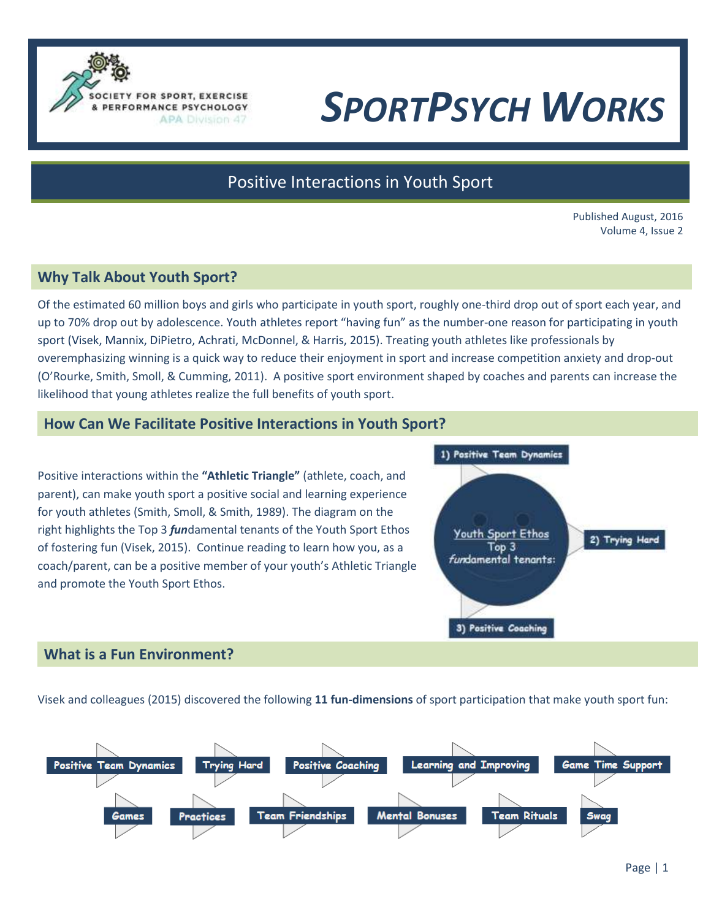SOCIETY FOR SPORT, EXERCISE & PERFORMANCE PSYCHOLOGY
APA Division 47

# SportPsych Works

## Positive Interactions in Youth Sport

Published August, 2016
Volume 4, Issue 2

## Why Talk About Youth Sport?

Of the estimated 60 million boys and girls who participate in youth sport, roughly one-third drop out of sport each year, and up to 70% drop out by adolescence. Youth athletes report "having fun" as the number-one reason for participating in youth sport (Visek, Mannix, DiPietro, Achrati, McDonnel, & Harris, 2015). Treating youth athletes like professionals by overemphasizing winning is a quick way to reduce their enjoyment in sport and increase competition anxiety and drop-out (O'Rourke, Smith, Smoll, & Cumming, 2011). A positive sport environment shaped by coaches and parents can increase the likelihood that young athletes realize the full benefits of youth sport.

## How Can We Facilitate Positive Interactions in Youth Sport?

Positive interactions within the **"Athletic Triangle"** (athlete, coach, and parent), can make youth sport a positive social and learning experience for youth athletes (Smith, Smoll, & Smith, 1989). The diagram on the right highlights the Top 3 ***fun***damental tenants of the Youth Sport Ethos of fostering fun (Visek, 2015). Continue reading to learn how you, as a coach/parent, can be a positive member of your youth's Athletic Triangle and promote the Youth Sport Ethos.

Youth Sport Ethos
Top 3
*fun*damental tenants:

1) Positive Team Dynamics
2) Trying Hard
3) Positive Coaching

## What is a Fun Environment?

Visek and colleagues (2015) discovered the following **11 fun-dimensions** of sport participation that make youth sport fun:

- Positive Team Dynamics
- Trying Hard
- Positive Coaching
- Learning and Improving
- Game Time Support
- Games
- Practices
- Team Friendships
- Mental Bonuses
- Team Rituals
- Swag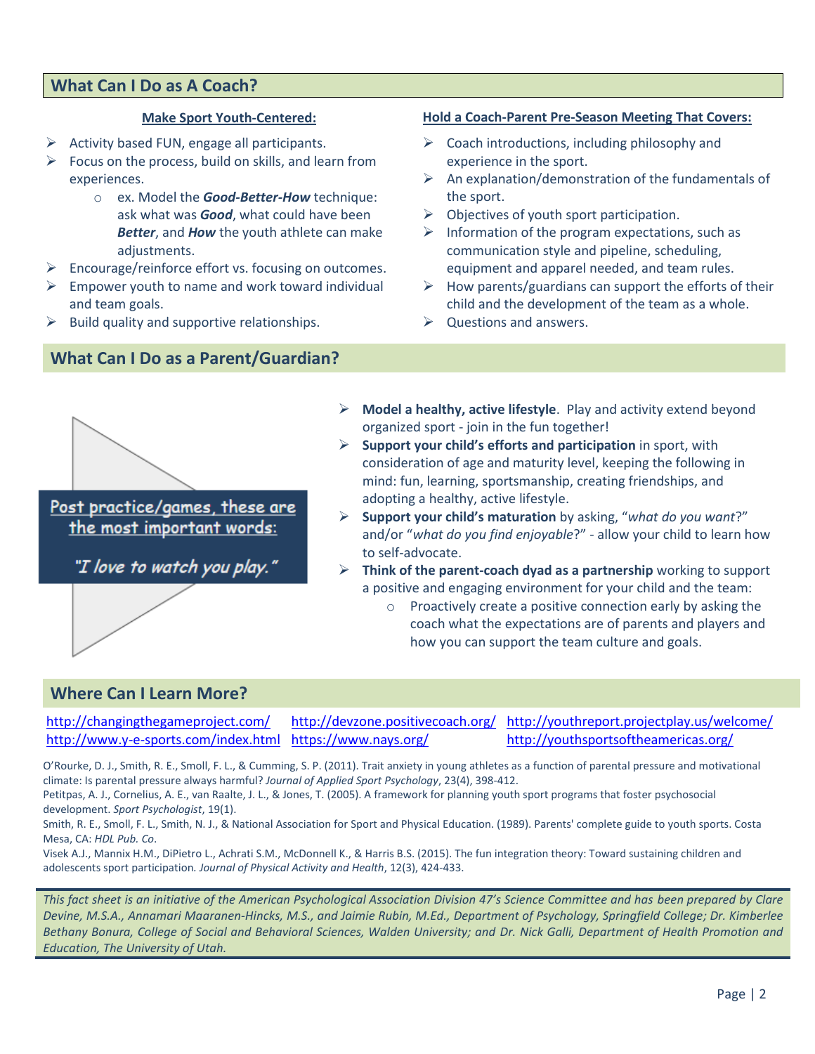## What Can I Do as A Coach?

**Make Sport Youth-Centered:**

- Activity based FUN, engage all participants.
- Focus on the process, build on skills, and learn from experiences.
  - ex. Model the ***Good-Better-How*** technique: ask what was ***Good***, what could have been ***Better***, and ***How*** the youth athlete can make adjustments.
- Encourage/reinforce effort vs. focusing on outcomes.
- Empower youth to name and work toward individual and team goals.
- Build quality and supportive relationships.

**Hold a Coach-Parent Pre-Season Meeting That Covers:**

- Coach introductions, including philosophy and experience in the sport.
- An explanation/demonstration of the fundamentals of the sport.
- Objectives of youth sport participation.
- Information of the program expectations, such as communication style and pipeline, scheduling, equipment and apparel needed, and team rules.
- How parents/guardians can support the efforts of their child and the development of the team as a whole.
- Questions and answers.

## What Can I Do as a Parent/Guardian?

Post practice/games, these are the most important words:

*"I love to watch you play."*

- **Model a healthy, active lifestyle**. Play and activity extend beyond organized sport - join in the fun together!
- **Support your child's efforts and participation** in sport, with consideration of age and maturity level, keeping the following in mind: fun, learning, sportsmanship, creating friendships, and adopting a healthy, active lifestyle.
- **Support your child's maturation** by asking, "*what do you want*?" and/or "*what do you find enjoyable*?" - allow your child to learn how to self-advocate.
- **Think of the parent-coach dyad as a partnership** working to support a positive and engaging environment for your child and the team:
  - Proactively create a positive connection early by asking the coach what the expectations are of parents and players and how you can support the team culture and goals.

## Where Can I Learn More?

http://changingthegameproject.com/
http://www.y-e-sports.com/index.html
http://devzone.positivecoach.org/
https://www.nays.org/
http://youthreport.projectplay.us/welcome/
http://youthsportsoftheamericas.org/

O'Rourke, D. J., Smith, R. E., Smoll, F. L., & Cumming, S. P. (2011). Trait anxiety in young athletes as a function of parental pressure and motivational climate: Is parental pressure always harmful? *Journal of Applied Sport Psychology*, 23(4), 398-412.

Petitpas, A. J., Cornelius, A. E., van Raalte, J. L., & Jones, T. (2005). A framework for planning youth sport programs that foster psychosocial development. *Sport Psychologist*, 19(1).

Smith, R. E., Smoll, F. L., Smith, N. J., & National Association for Sport and Physical Education. (1989). Parents' complete guide to youth sports. Costa Mesa, CA: *HDL Pub. Co*.

Visek A.J., Mannix H.M., DiPietro L., Achrati S.M., McDonnell K., & Harris B.S. (2015). The fun integration theory: Toward sustaining children and adolescents sport participation. *Journal of Physical Activity and Health*, 12(3), 424-433.

*This fact sheet is an initiative of the American Psychological Association Division 47's Science Committee and has been prepared by Clare Devine, M.S.A., Annamari Maaranen-Hincks, M.S., and Jaimie Rubin, M.Ed., Department of Psychology, Springfield College; Dr. Kimberlee Bethany Bonura, College of Social and Behavioral Sciences, Walden University; and Dr. Nick Galli, Department of Health Promotion and Education, The University of Utah.*